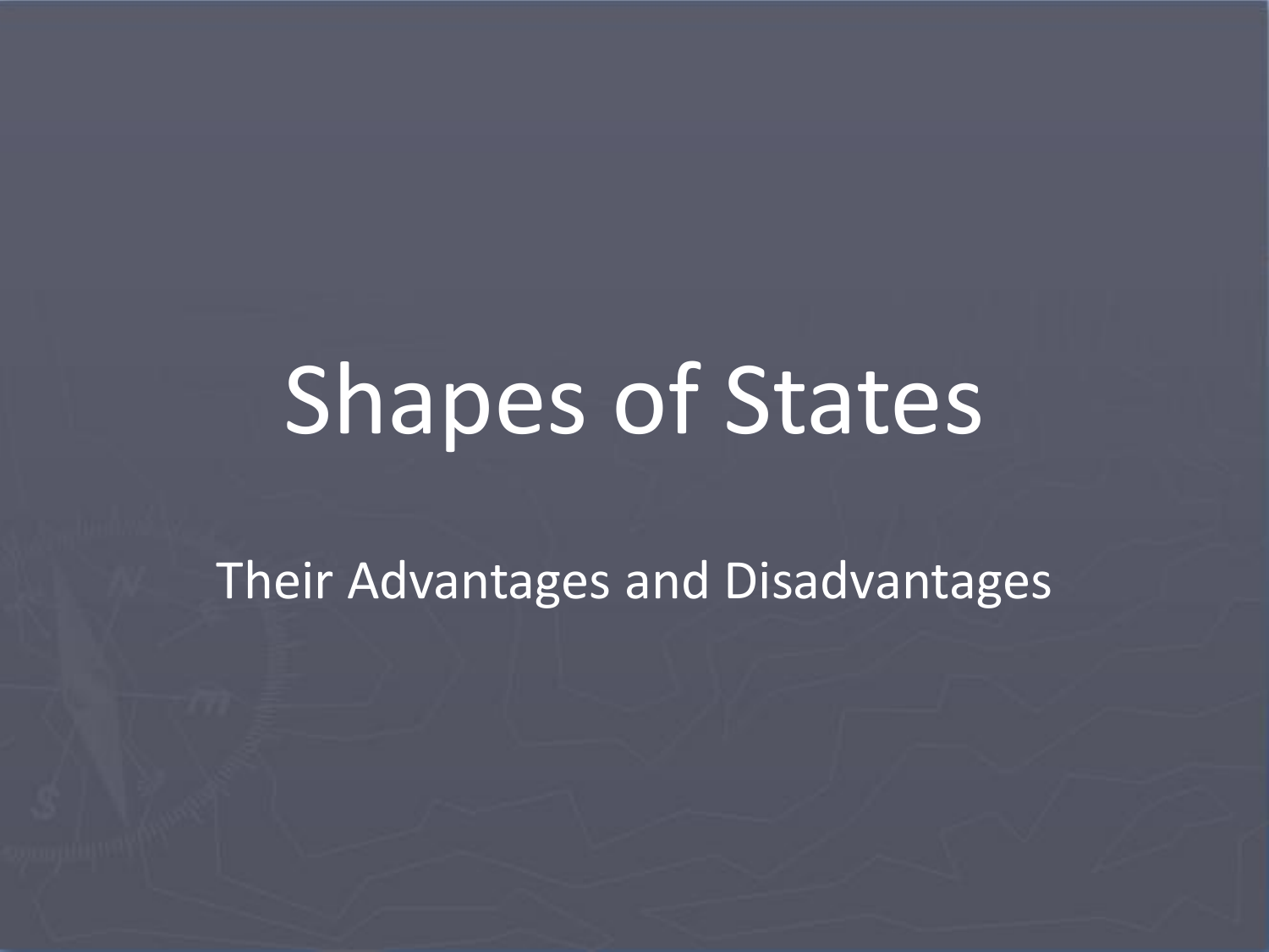# Shapes of States

Their Advantages and Disadvantages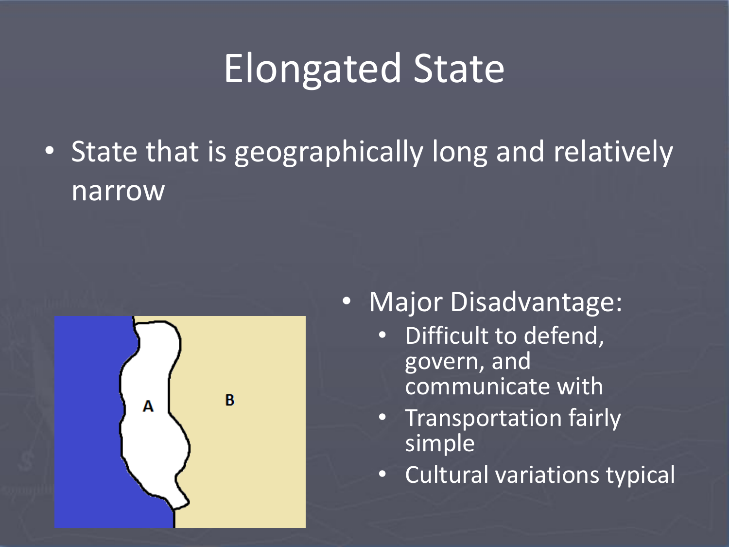# Elongated State

- State that is geographically long and relatively narrow

- Major Disadvantage:
  - Difficult to defend, govern, and communicate with
  - Transportation fairly simple
  - Cultural variations typical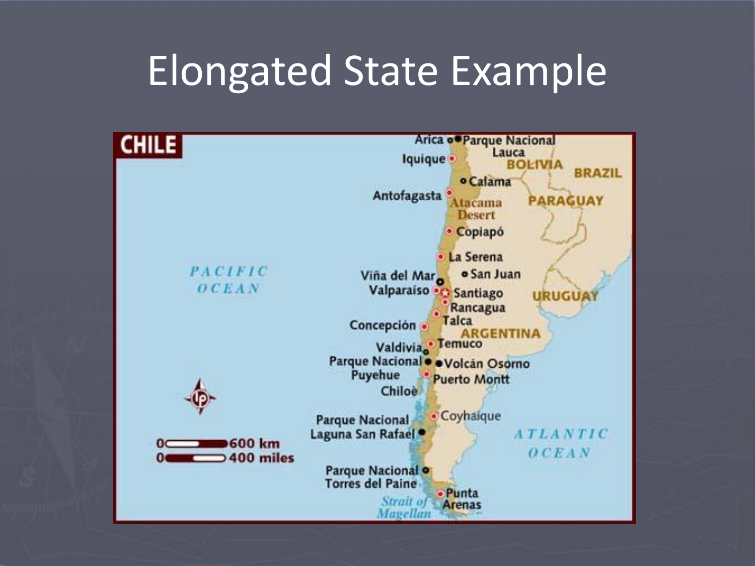# Elongated State Example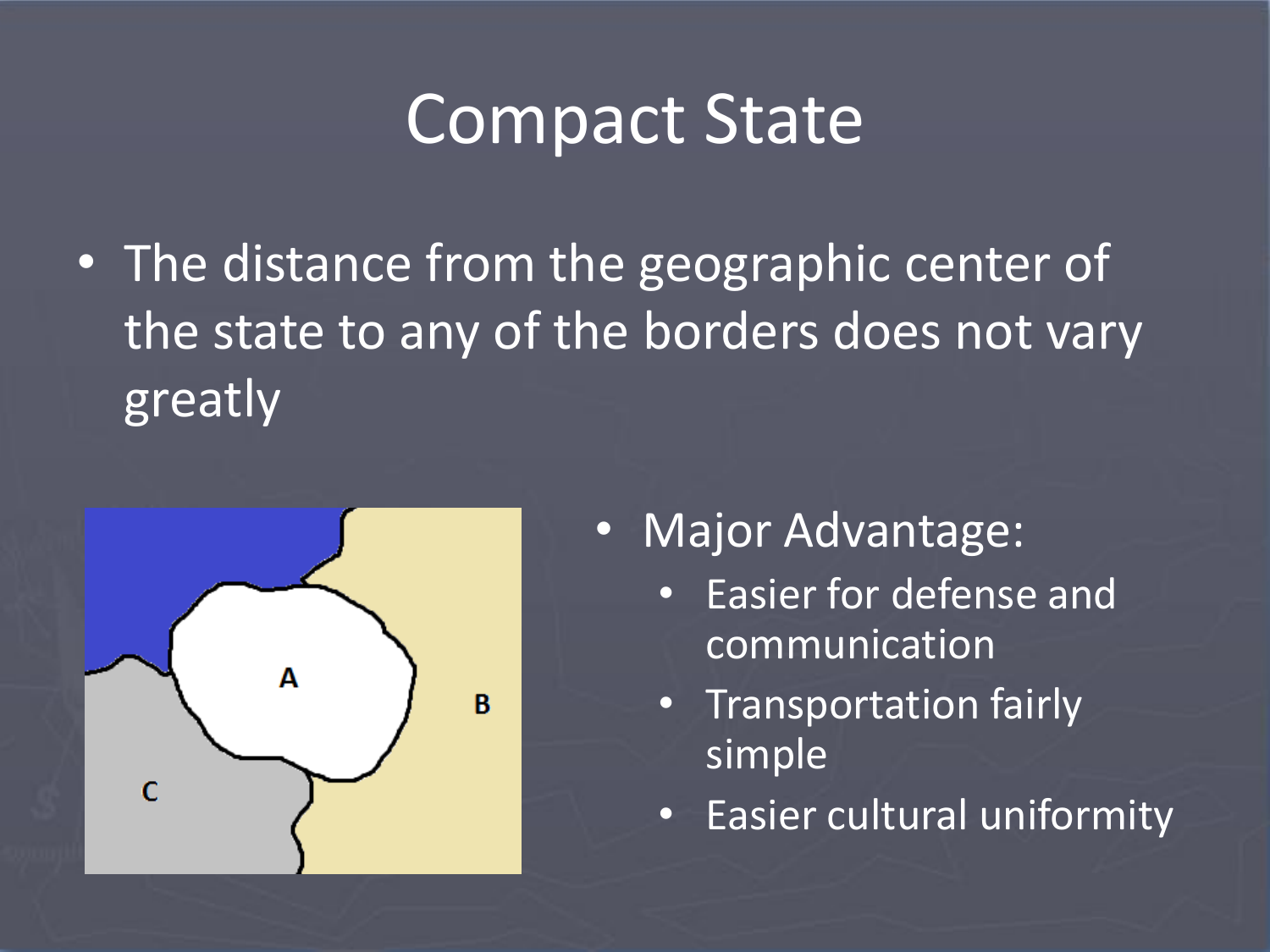# Compact State

- The distance from the geographic center of the state to any of the borders does not vary greatly

A

B

C

- Major Advantage:
  - Easier for defense and communication
  - Transportation fairly simple
  - Easier cultural uniformity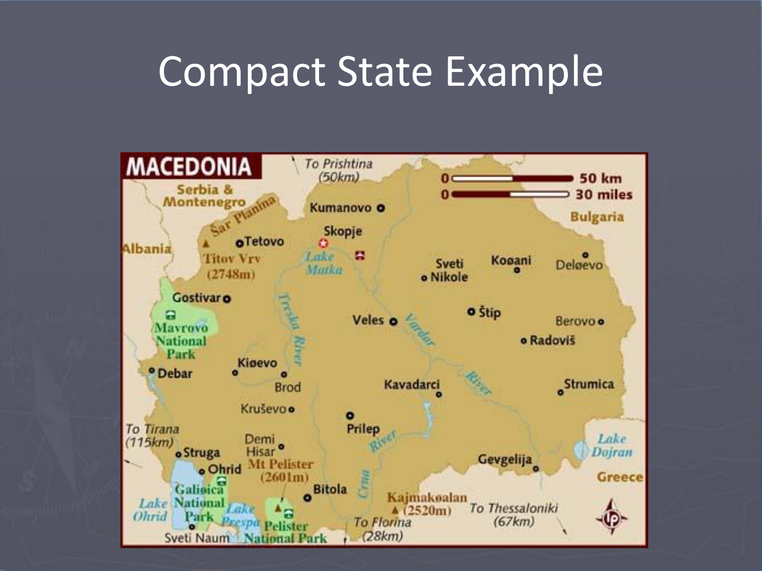# Compact State Example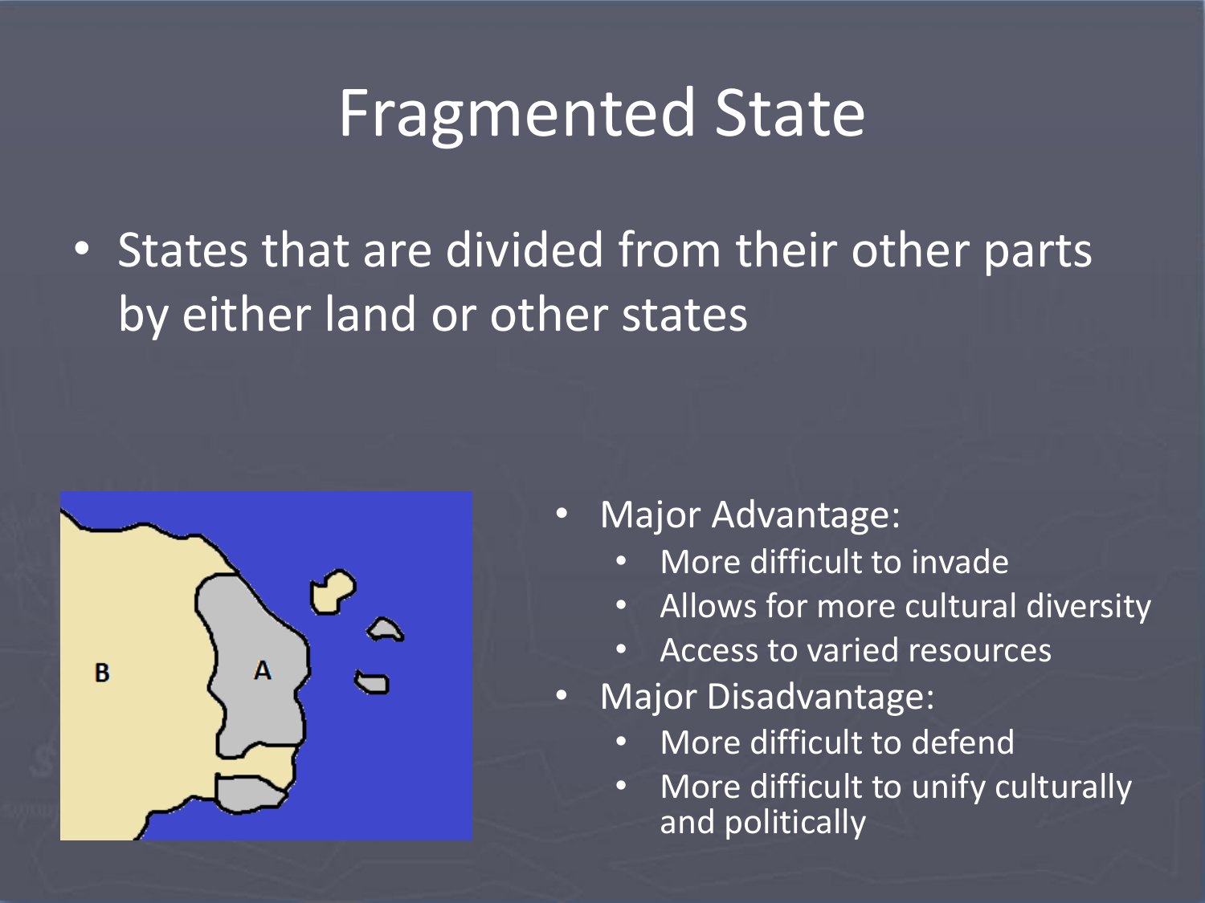# Fragmented State

- States that are divided from their other parts by either land or other states

- Major Advantage:
  - More difficult to invade
  - Allows for more cultural diversity
  - Access to varied resources
- Major Disadvantage:
  - More difficult to defend
  - More difficult to unify culturally and politically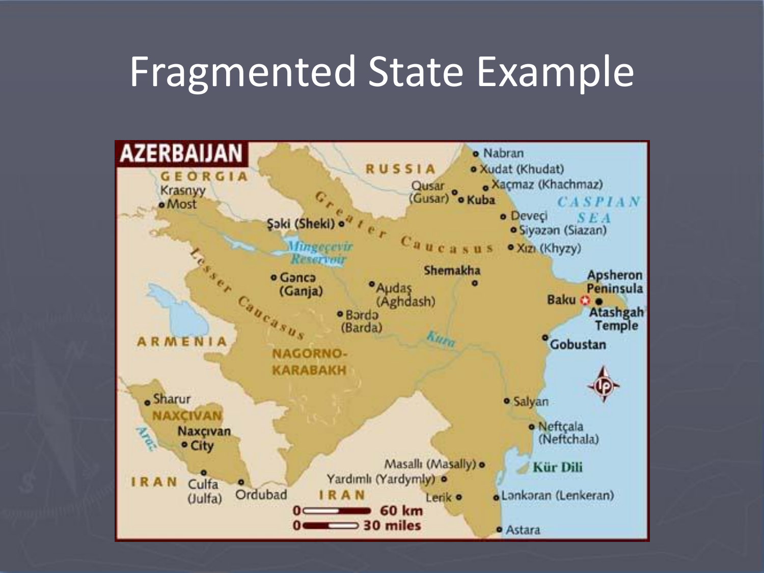# Fragmented State Example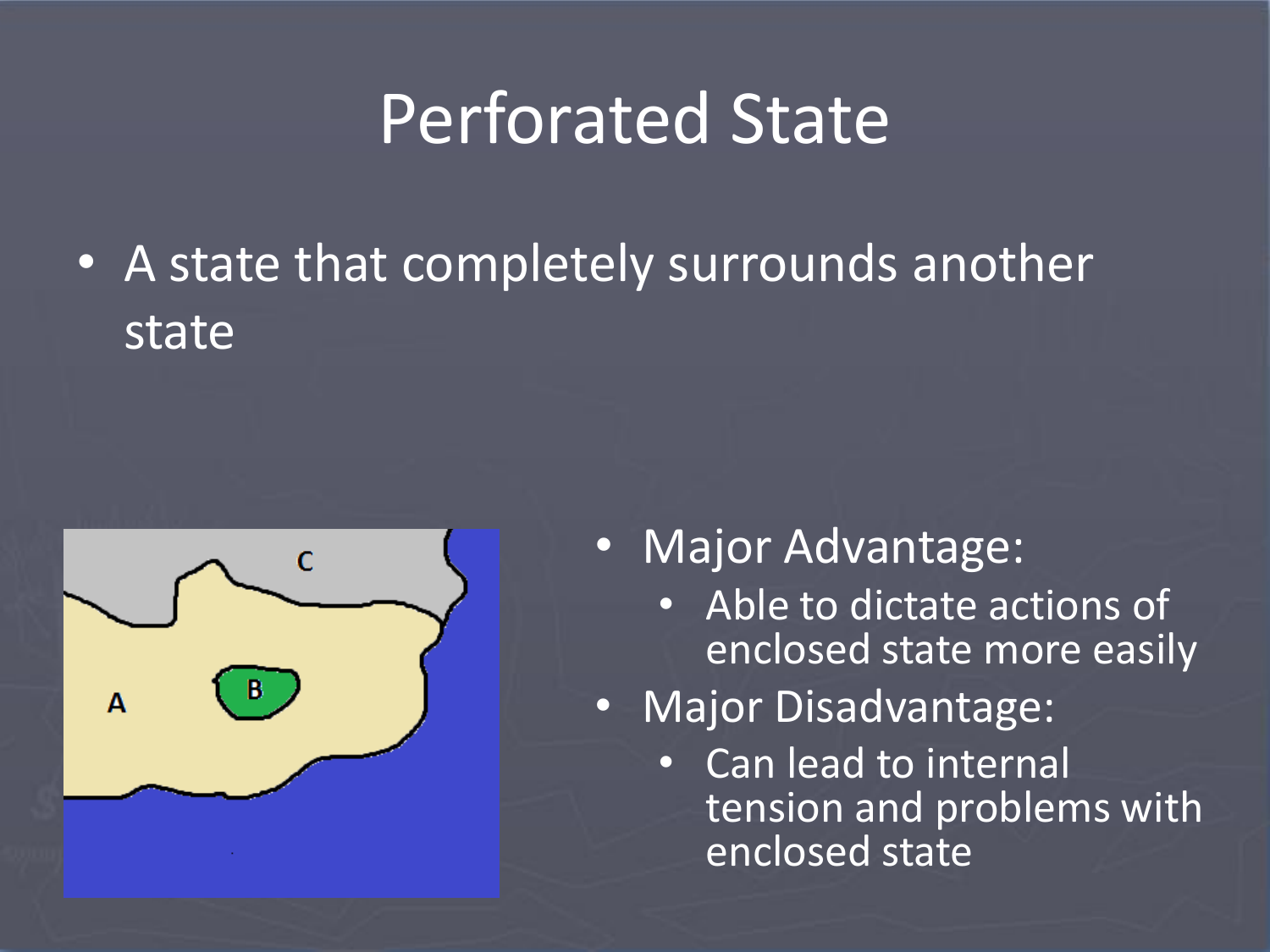# Perforated State

- A state that completely surrounds another state

- Major Advantage:
  - Able to dictate actions of enclosed state more easily
- Major Disadvantage:
  - Can lead to internal tension and problems with enclosed state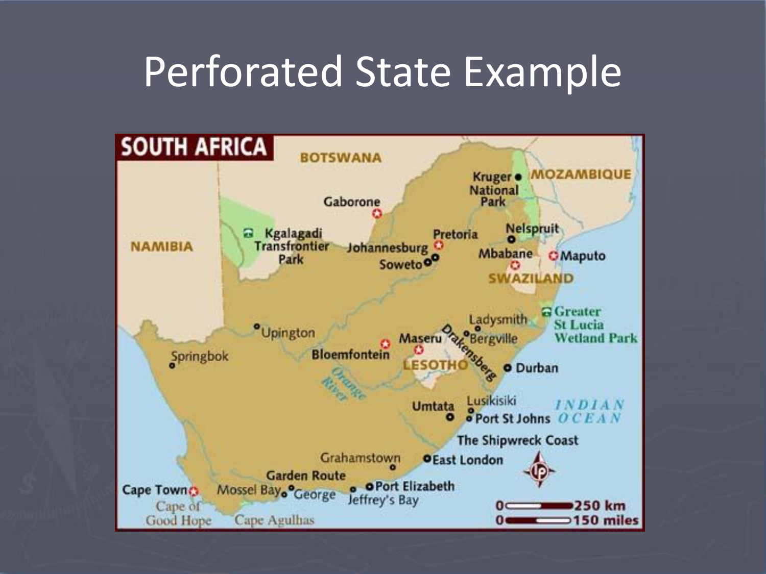# Perforated State Example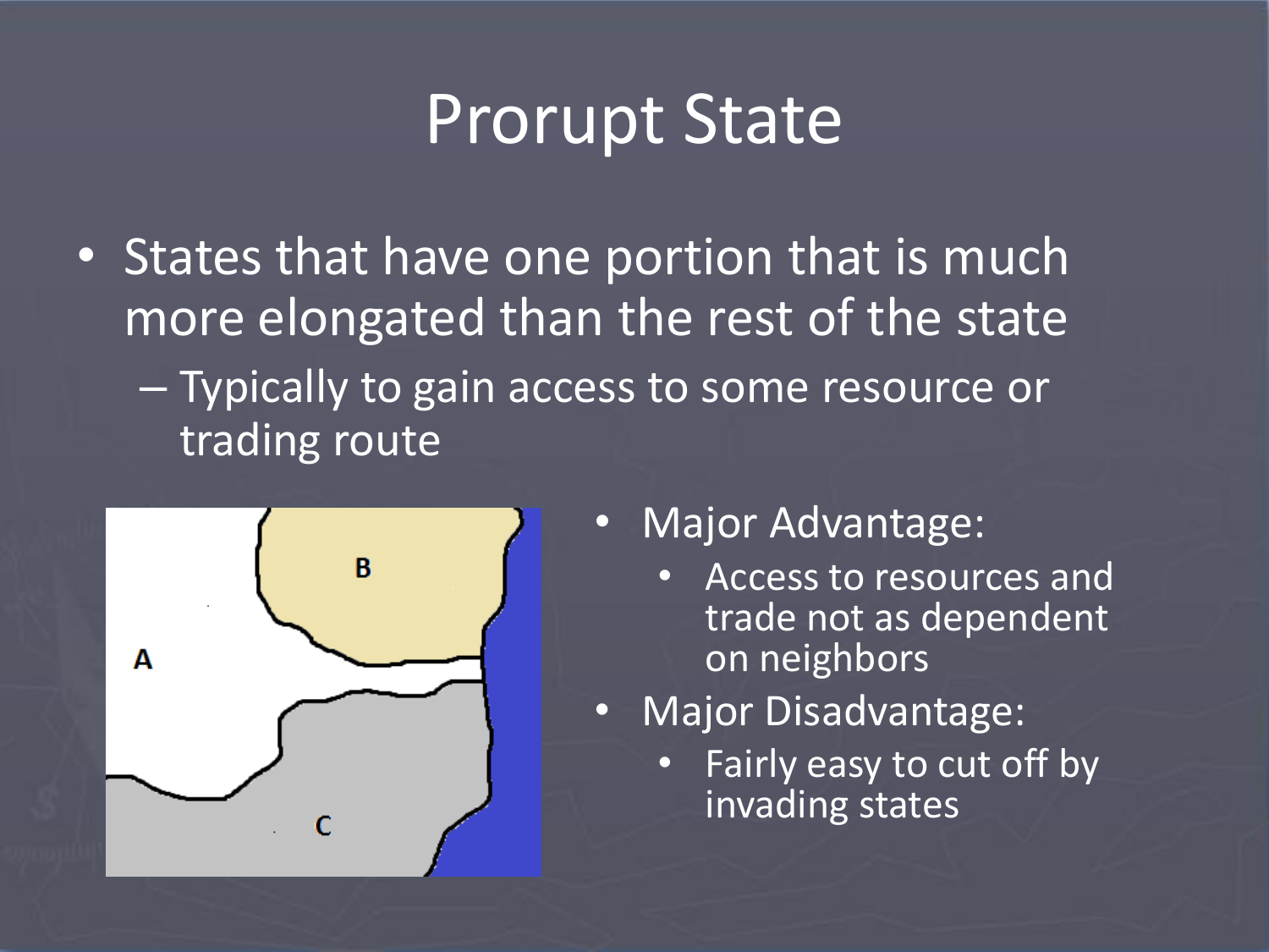# Prorupt State

- States that have one portion that is much more elongated than the rest of the state
  - Typically to gain access to some resource or trading route

A

B

C

- Major Advantage:
  - Access to resources and trade not as dependent on neighbors
- Major Disadvantage:
  - Fairly easy to cut off by invading states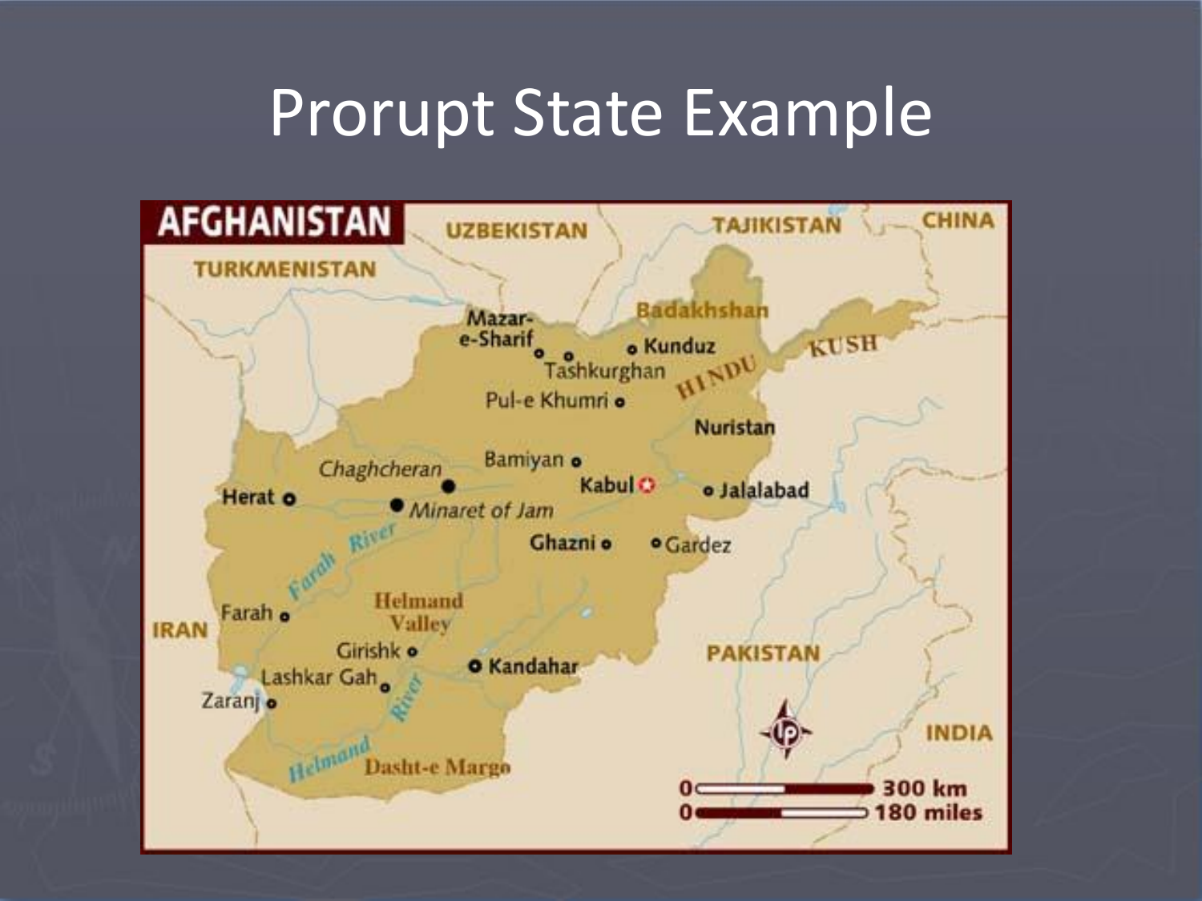# Prorupt State Example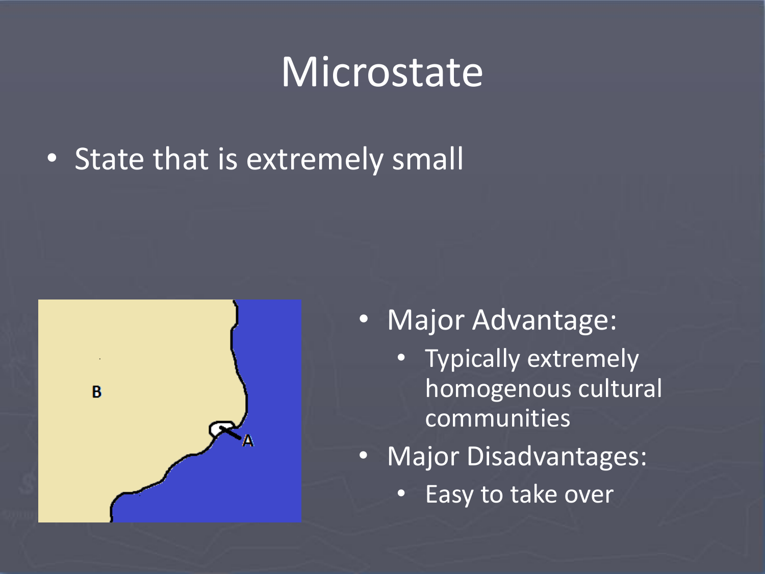# Microstate

- State that is extremely small

- Major Advantage:
  - Typically extremely homogenous cultural communities
- Major Disadvantages:
  - Easy to take over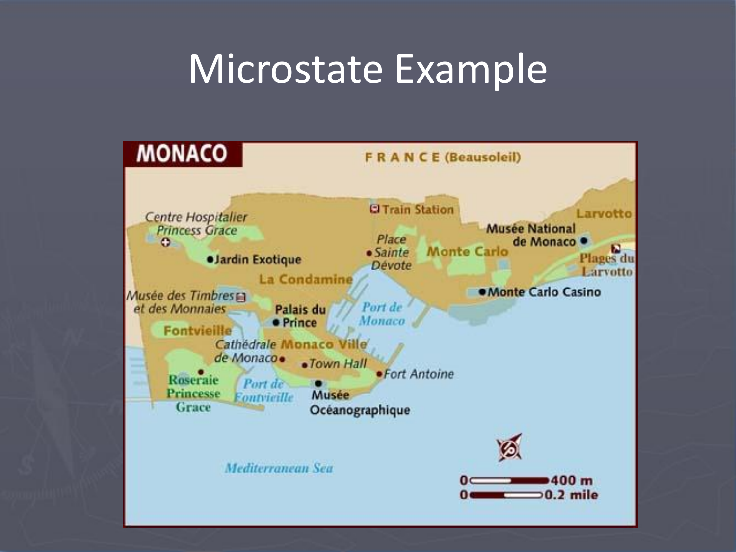# Microstate Example

MONACO

FRANCE (Beausoleil)

Train Station

Centre Hospitalier Princess Grace

Jardin Exotique

Place Sainte Dévote

Monte Carlo

Musée National de Monaco

Larvotto

Plages du Larvotto

La Condamine

Monte Carlo Casino

Musée des Timbres et des Monnaies

Palais du Prince

Port de Monaco

Fontvieille

Cathédrale de Monaco

Monaco Ville

Town Hall

Fort Antoine

Roseraie Princesse Grace

Port de Fontvieille

Musée Océanographique

Mediterranean Sea

0 — 400 m

0 — 0.2 mile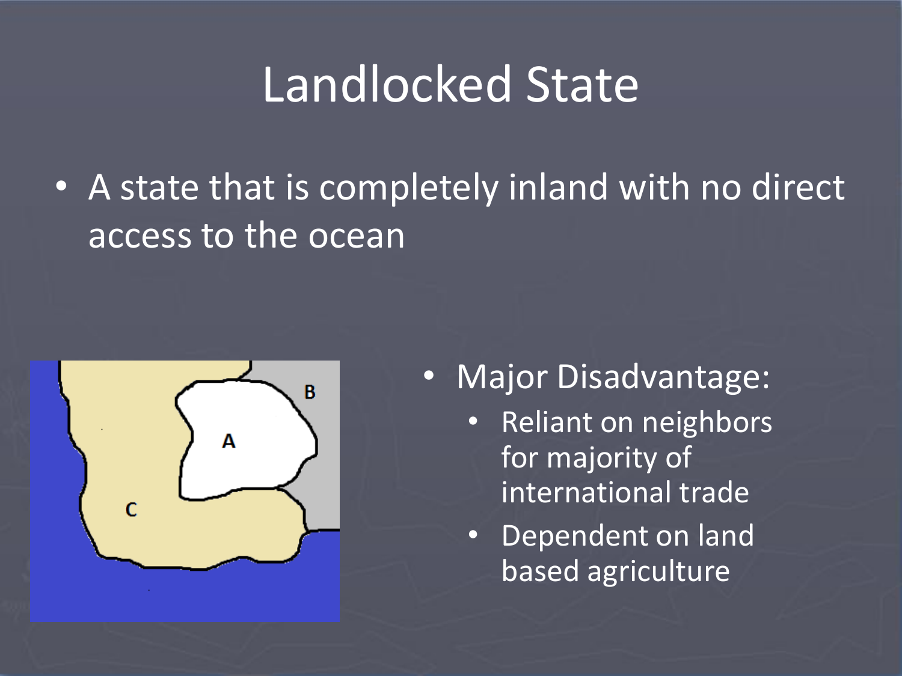# Landlocked State

- A state that is completely inland with no direct access to the ocean

- Major Disadvantage:
  - Reliant on neighbors for majority of international trade
  - Dependent on land based agriculture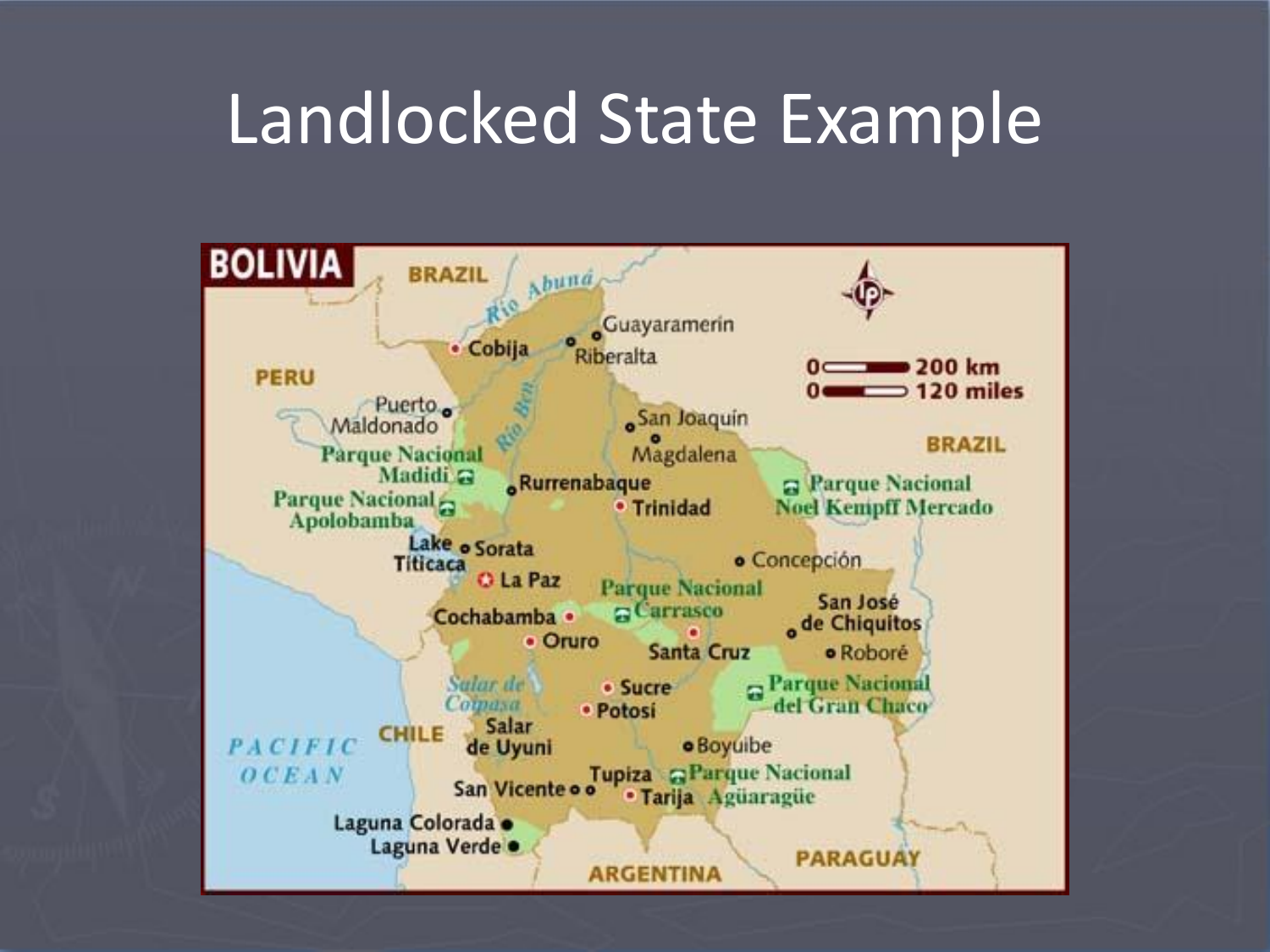# Landlocked State Example

BOLIVIA

BRAZIL

Rio Abuná

Guayaramerín

Cobija

Riberalta

PERU

200 km

120 miles

Puerto Maldonado

Río Beni

San Joaquín

Magdalena

BRAZIL

Parque Nacional Madidi

Rurrenabaque

Parque Nacional Noel Kempff Mercado

Parque Nacional Apolobamba

Trinidad

Lake Titicaca

Sorata

Concepción

La Paz

Parque Nacional Carrasco

Cochabamba

San José de Chiquitos

Oruro

Santa Cruz

Roboré

Salar de Coipasa

Sucre

Parque Nacional del Gran Chaco

Potosí

CHILE

Salar de Uyuni

PACIFIC OCEAN

Boyuibe

Tupiza

Parque Nacional Agüaragüe

San Vicente

Tarija

Laguna Colorada

Laguna Verde

PARAGUAY

ARGENTINA